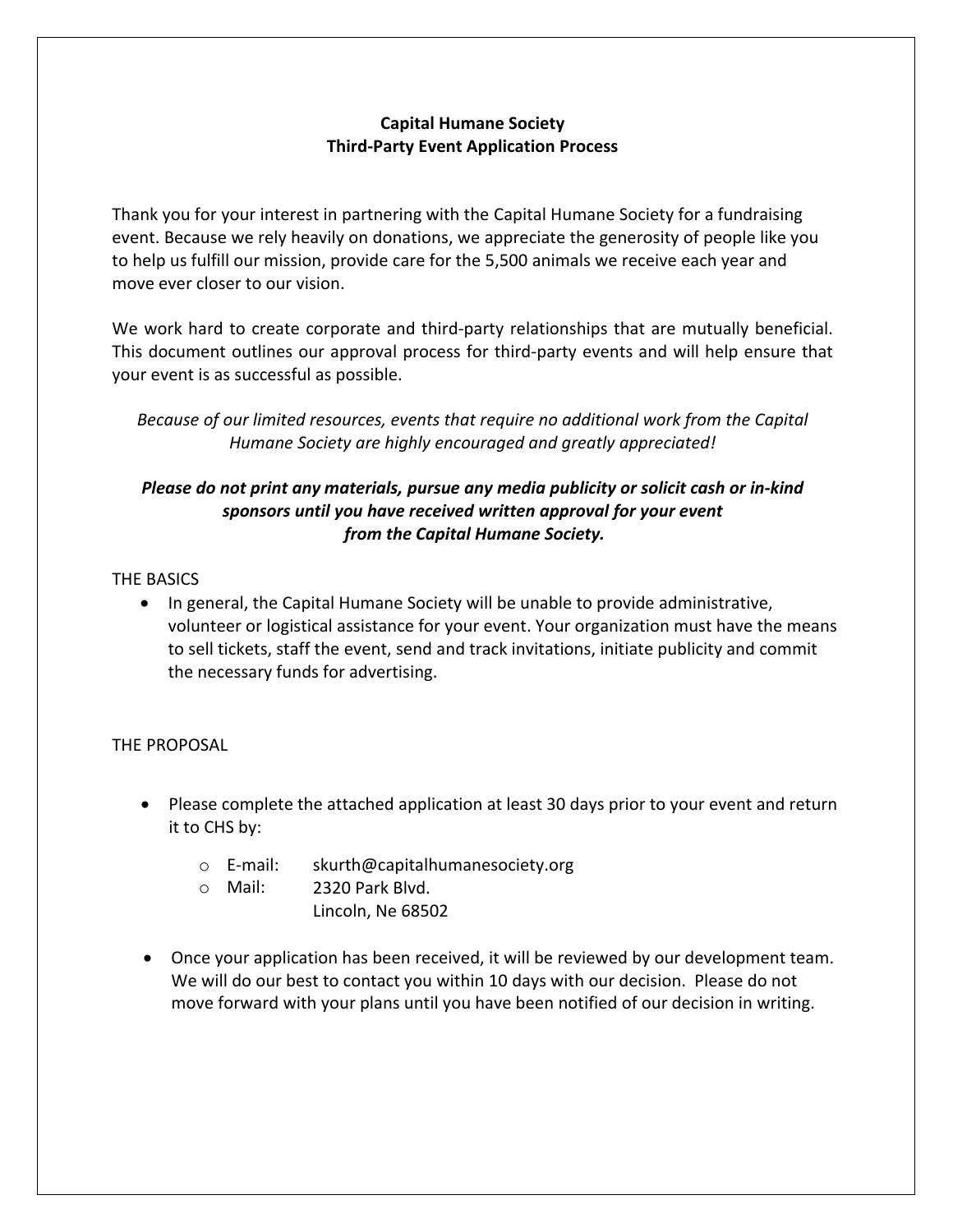# Capital Humane Society
## Third-Party Event Application Process

Thank you for your interest in partnering with the Capital Humane Society for a fundraising event. Because we rely heavily on donations, we appreciate the generosity of people like you to help us fulfill our mission, provide care for the 5,500 animals we receive each year and move ever closer to our vision.

We work hard to create corporate and third-party relationships that are mutually beneficial. This document outlines our approval process for third-party events and will help ensure that your event is as successful as possible.

*Because of our limited resources, events that require no additional work from the Capital Humane Society are highly encouraged and greatly appreciated!*

***Please do not print any materials, pursue any media publicity or solicit cash or in-kind sponsors until you have received written approval for your event from the Capital Humane Society.***

THE BASICS

- In general, the Capital Humane Society will be unable to provide administrative, volunteer or logistical assistance for your event. Your organization must have the means to sell tickets, staff the event, send and track invitations, initiate publicity and commit the necessary funds for advertising.

THE PROPOSAL

- Please complete the attached application at least 30 days prior to your event and return it to CHS by:
  - E-mail: skurth@capitalhumanesociety.org
  - Mail: 2320 Park Blvd.
    Lincoln, Ne 68502
- Once your application has been received, it will be reviewed by our development team. We will do our best to contact you within 10 days with our decision. Please do not move forward with your plans until you have been notified of our decision in writing.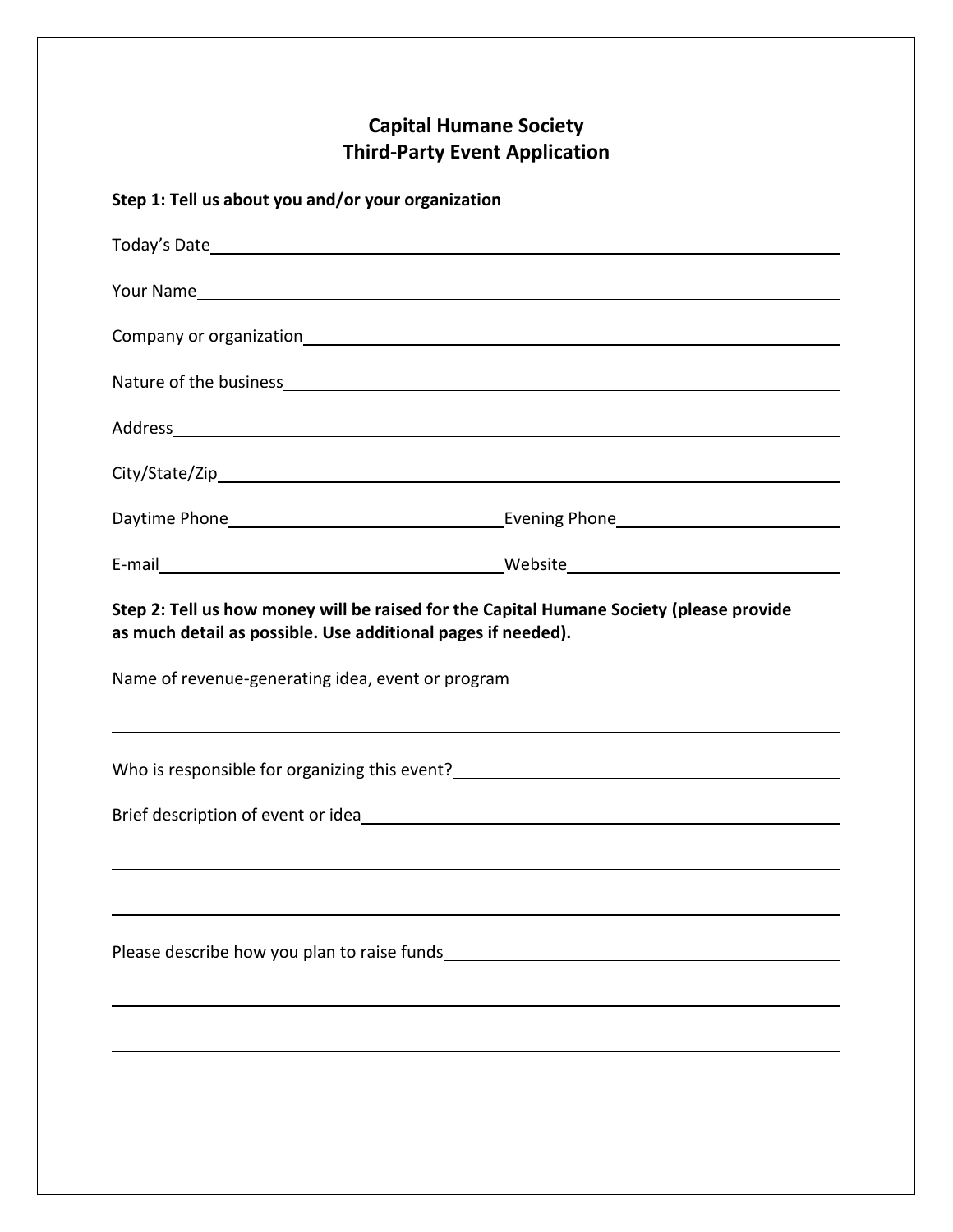# Capital Humane Society
## Third-Party Event Application

**Step 1: Tell us about you and/or your organization**

Today's Date ______________________________

Your Name ______________________________

Company or organization ______________________________

Nature of the business ______________________________

Address ______________________________

City/State/Zip ______________________________

Daytime Phone ______________________________ Evening Phone ______________________________

E-mail ______________________________ Website ______________________________

**Step 2: Tell us how money will be raised for the Capital Humane Society (please provide as much detail as possible. Use additional pages if needed).**

Name of revenue-generating idea, event or program ______________________________

______________________________

Who is responsible for organizing this event? ______________________________

Brief description of event or idea ______________________________

______________________________

______________________________

Please describe how you plan to raise funds ______________________________

______________________________

______________________________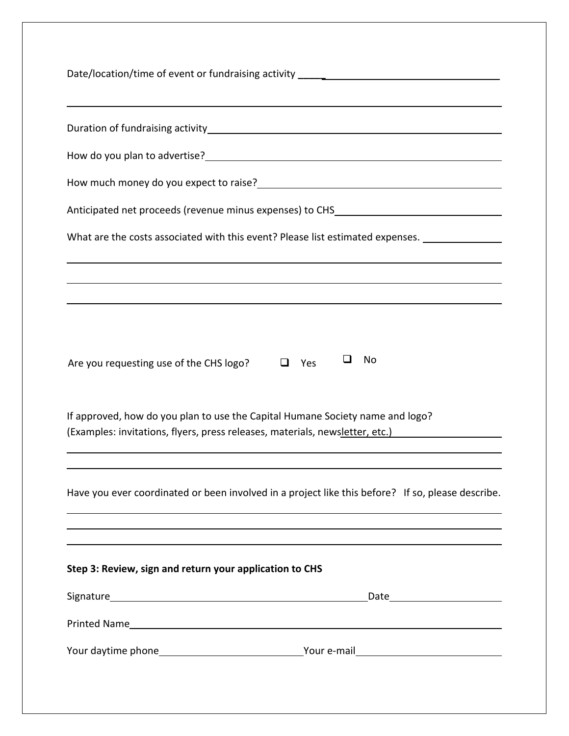Date/location/time of event or fundraising activity ______________________________

______________________________________________________________________

Duration of fundraising activity______________________________________________

How do you plan to advertise?______________________________________________

How much money do you expect to raise?_____________________________________

Anticipated net proceeds (revenue minus expenses) to CHS________________________

What are the costs associated with this event? Please list estimated expenses. ____________

______________________________________________________________________

______________________________________________________________________

______________________________________________________________________

Are you requesting use of the CHS logo? ☐ Yes ☐ No

If approved, how do you plan to use the Capital Humane Society name and logo?
(Examples: invitations, flyers, press releases, materials, newsletter, etc.)_______________

______________________________________________________________________

______________________________________________________________________

Have you ever coordinated or been involved in a project like this before? If so, please describe.

______________________________________________________________________

______________________________________________________________________

______________________________________________________________________

**Step 3: Review, sign and return your application to CHS**

Signature__________________________________________Date__________________

Printed Name_________________________________________________________

Your daytime phone________________________Your e-mail________________________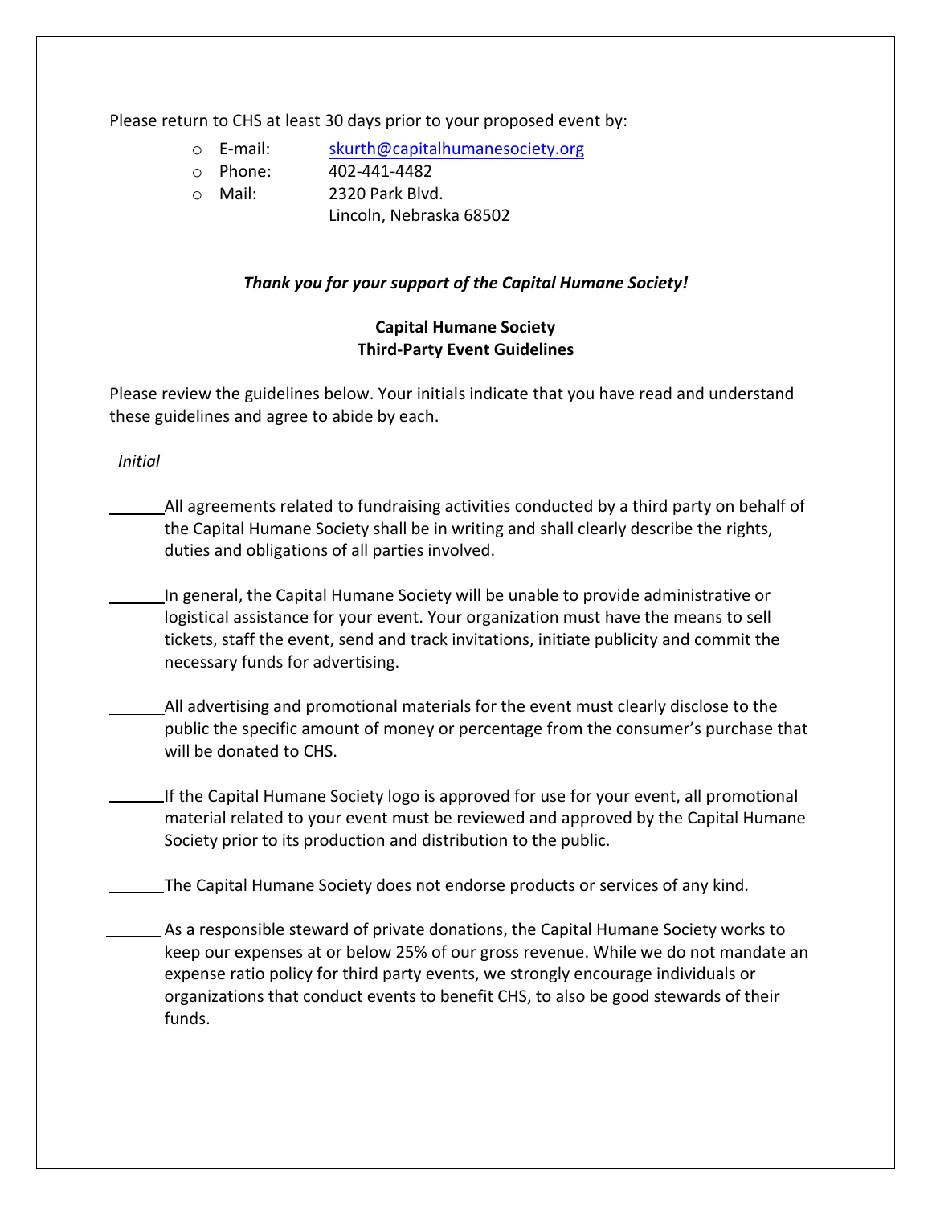Please return to CHS at least 30 days prior to your proposed event by:

- E-mail: skurth@capitalhumanesociety.org
- Phone: 402-441-4482
- Mail: 2320 Park Blvd.
  Lincoln, Nebraska 68502

***Thank you for your support of the Capital Humane Society!***

**Capital Humane Society**
**Third-Party Event Guidelines**

Please review the guidelines below. Your initials indicate that you have read and understand these guidelines and agree to abide by each.

*Initial*

______ All agreements related to fundraising activities conducted by a third party on behalf of the Capital Humane Society shall be in writing and shall clearly describe the rights, duties and obligations of all parties involved.

______ In general, the Capital Humane Society will be unable to provide administrative or logistical assistance for your event. Your organization must have the means to sell tickets, staff the event, send and track invitations, initiate publicity and commit the necessary funds for advertising.

______ All advertising and promotional materials for the event must clearly disclose to the public the specific amount of money or percentage from the consumer's purchase that will be donated to CHS.

______ If the Capital Humane Society logo is approved for use for your event, all promotional material related to your event must be reviewed and approved by the Capital Humane Society prior to its production and distribution to the public.

______ The Capital Humane Society does not endorse products or services of any kind.

______ As a responsible steward of private donations, the Capital Humane Society works to keep our expenses at or below 25% of our gross revenue. While we do not mandate an expense ratio policy for third party events, we strongly encourage individuals or organizations that conduct events to benefit CHS, to also be good stewards of their funds.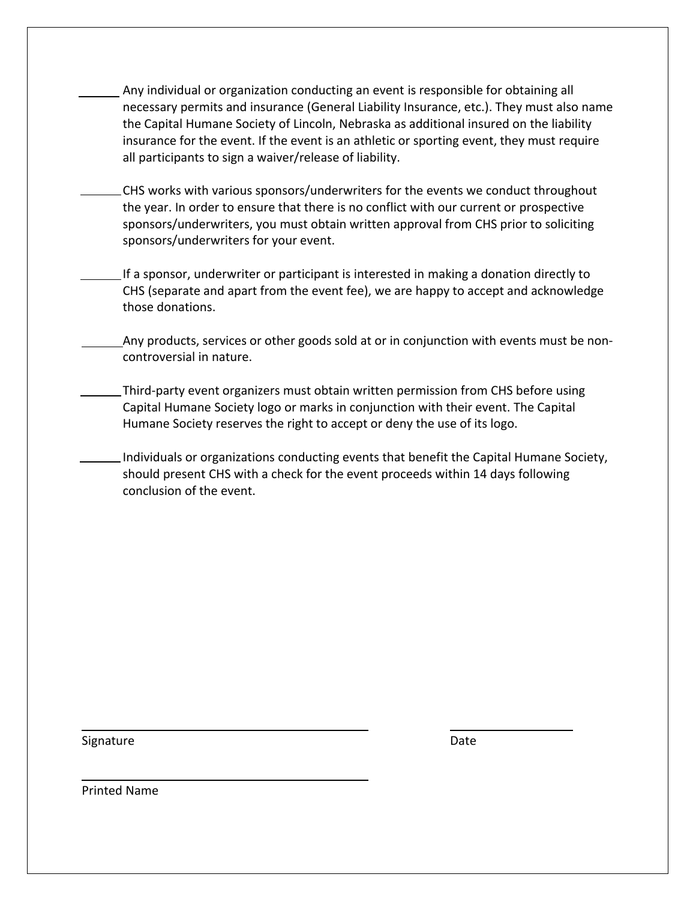\_\_\_\_\_\_ Any individual or organization conducting an event is responsible for obtaining all necessary permits and insurance (General Liability Insurance, etc.). They must also name the Capital Humane Society of Lincoln, Nebraska as additional insured on the liability insurance for the event. If the event is an athletic or sporting event, they must require all participants to sign a waiver/release of liability.

\_\_\_\_\_\_ CHS works with various sponsors/underwriters for the events we conduct throughout the year. In order to ensure that there is no conflict with our current or prospective sponsors/underwriters, you must obtain written approval from CHS prior to soliciting sponsors/underwriters for your event.

\_\_\_\_\_\_ If a sponsor, underwriter or participant is interested in making a donation directly to CHS (separate and apart from the event fee), we are happy to accept and acknowledge those donations.

\_\_\_\_\_\_ Any products, services or other goods sold at or in conjunction with events must be non-controversial in nature.

\_\_\_\_\_\_ Third-party event organizers must obtain written permission from CHS before using Capital Humane Society logo or marks in conjunction with their event. The Capital Humane Society reserves the right to accept or deny the use of its logo.

\_\_\_\_\_\_ Individuals or organizations conducting events that benefit the Capital Humane Society, should present CHS with a check for the event proceeds within 14 days following conclusion of the event.

\_\_\_\_\_\_\_\_\_\_\_\_\_\_\_\_\_\_\_\_\_\_\_\_\_\_\_\_\_\_\_\_\_\_\_\_\_\_ \_\_\_\_\_\_\_\_\_\_\_\_\_\_\_\_\_\_

Signature Date

\_\_\_\_\_\_\_\_\_\_\_\_\_\_\_\_\_\_\_\_\_\_\_\_\_\_\_\_\_\_\_\_\_\_\_\_\_\_

Printed Name